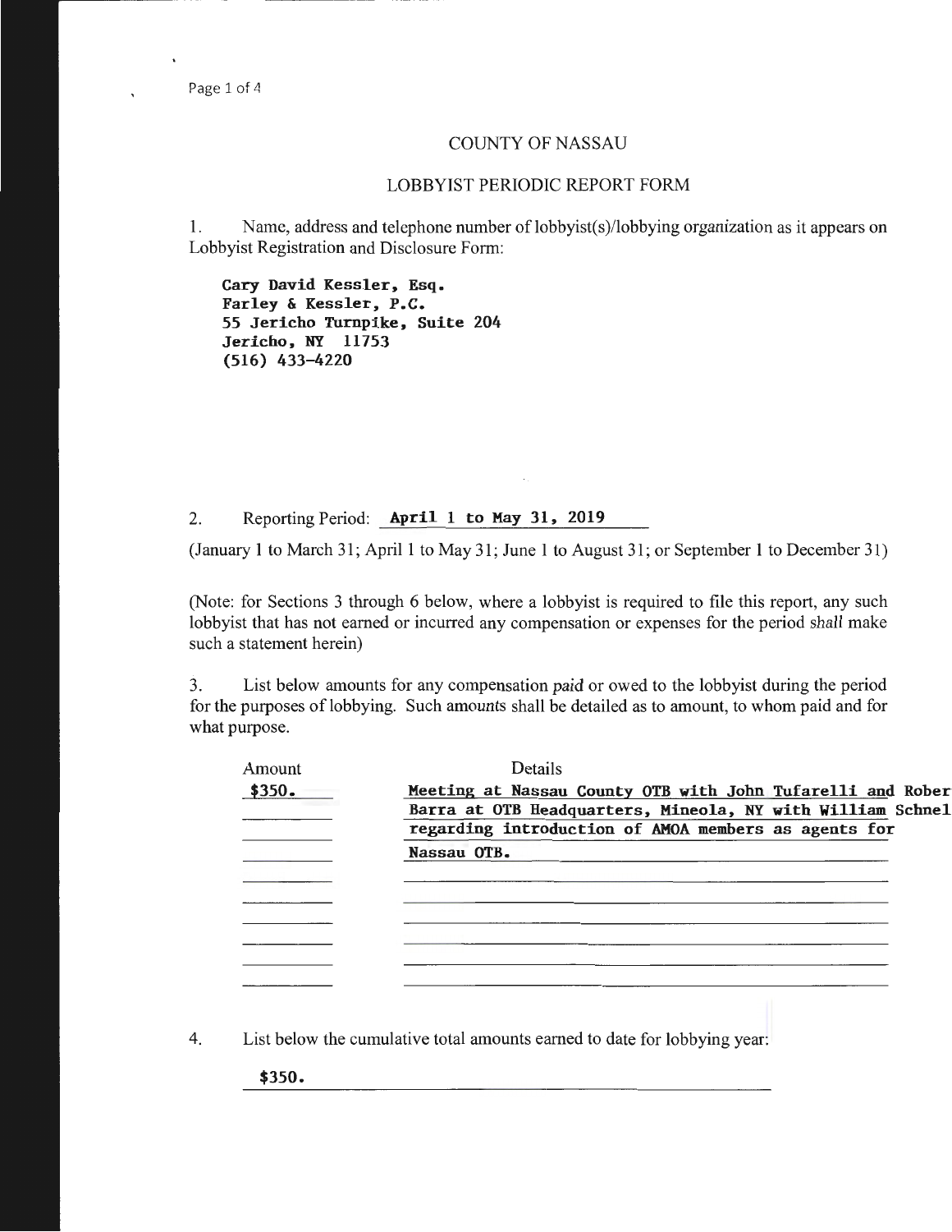# COUNTY OF NASSAU

## LOBBYIST PERIODIC REPORT FORM

1. Name, address and telephone number of lobbyist(s)/lobbying organization as it appears on Lobbyist Registration and Disclosure Form:

**Cary David Kessler, Esq.**
**Farley & Kessler, P.C.**
**55 Jericho Turnpike, Suite 204**
**Jericho, NY 11753**
**(516) 433-4220**

2. Reporting Period: **April 1 to May 31, 2019**

(January 1 to March 31; April 1 to May 31; June 1 to August 31; or September 1 to December 31)

(Note: for Sections 3 through 6 below, where a lobbyist is required to file this report, any such lobbyist that has not earned or incurred any compensation or expenses for the period *shall* make such a statement herein)

3. List below amounts for any compensation *paid* or owed to the lobbyist during the period for the purposes of lobbying. Such amounts shall be detailed as to amount, to whom paid and for what purpose.

| Amount | Details |
|---|---|
| **$350.** | **Meeting at Nassau County OTB with John Tufarelli and Rober Barra at OTB Headquarters, Mineola, NY with William Schnel regarding introduction of AMOA members as agents for Nassau OTB.** |

4. List below the cumulative total amounts earned to date for lobbying year:

**$350.**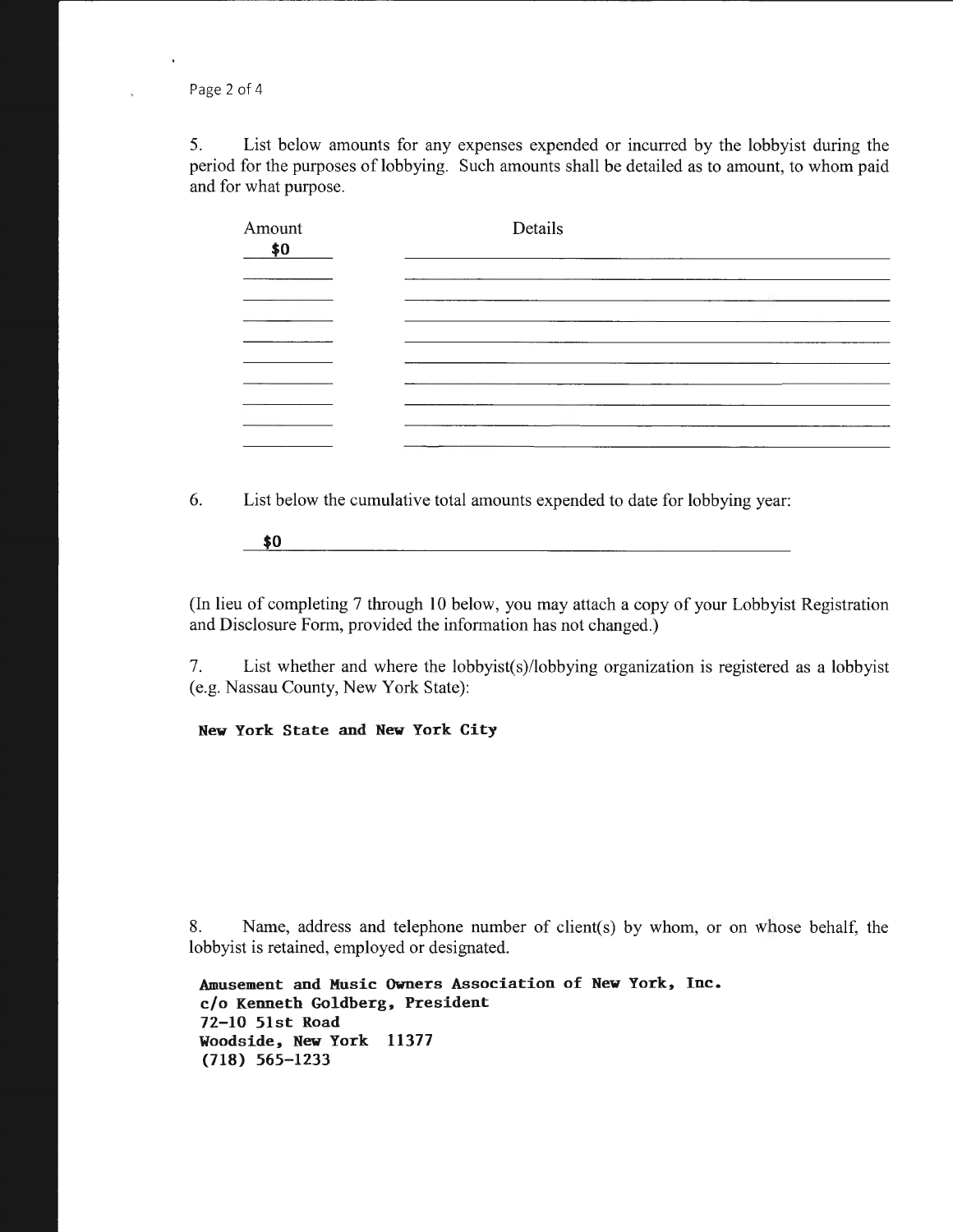5. List below amounts for any expenses expended or incurred by the lobbyist during the period for the purposes of lobbying. Such amounts shall be detailed as to amount, to whom paid and for what purpose.

| Amount | Details |
| --- | --- |
| $0 | |
| | |
| | |
| | |
| | |
| | |
| | |
| | |
| | |
| | |

6. List below the cumulative total amounts expended to date for lobbying year:

$0

(In lieu of completing 7 through 10 below, you may attach a copy of your Lobbyist Registration and Disclosure Form, provided the information has not changed.)

7. List whether and where the lobbyist(s)/lobbying organization is registered as a lobbyist (e.g. Nassau County, New York State):

**New York State and New York City**

8. Name, address and telephone number of client(s) by whom, or on whose behalf, the lobbyist is retained, employed or designated.

**Amusement and Music Owners Association of New York, Inc.**
**c/o Kenneth Goldberg, President**
**72-10 51st Road**
**Woodside, New York 11377**
**(718) 565-1233**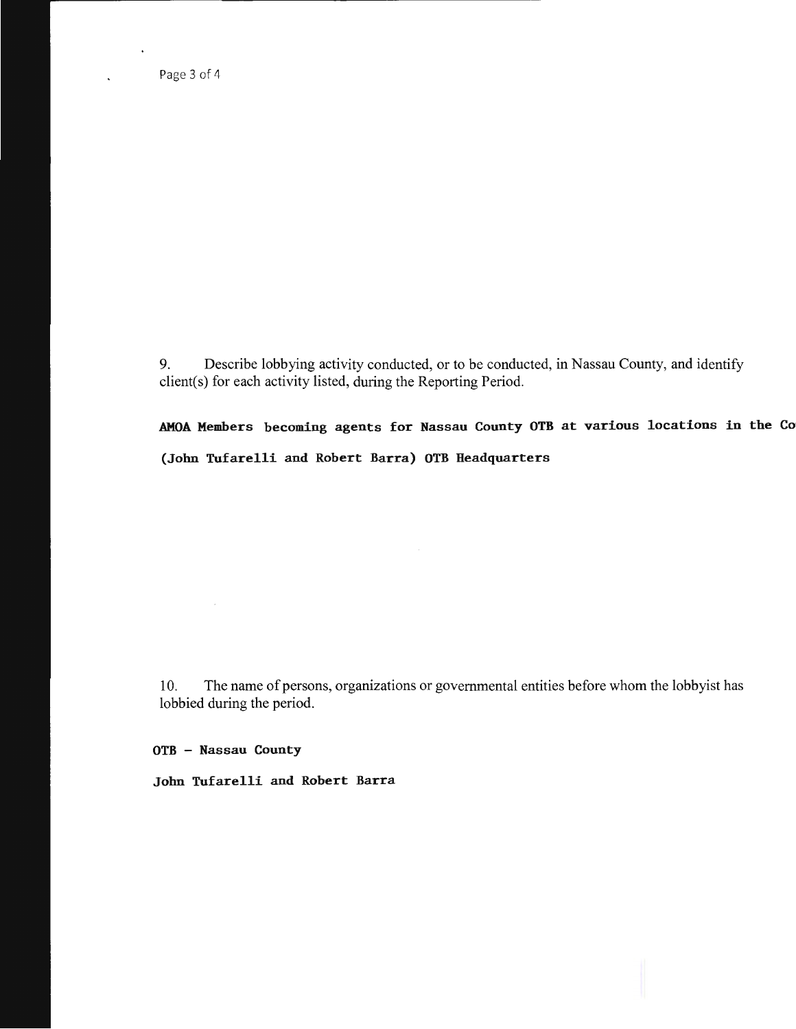9. Describe lobbying activity conducted, or to be conducted, in Nassau County, and identify client(s) for each activity listed, during the Reporting Period.

**AMOA Members becoming agents for Nassau County OTB at various locations in the Co**

**(John Tufarelli and Robert Barra) OTB Headquarters**

10. The name of persons, organizations or governmental entities before whom the lobbyist has lobbied during the period.

**OTB – Nassau County**

**John Tufarelli and Robert Barra**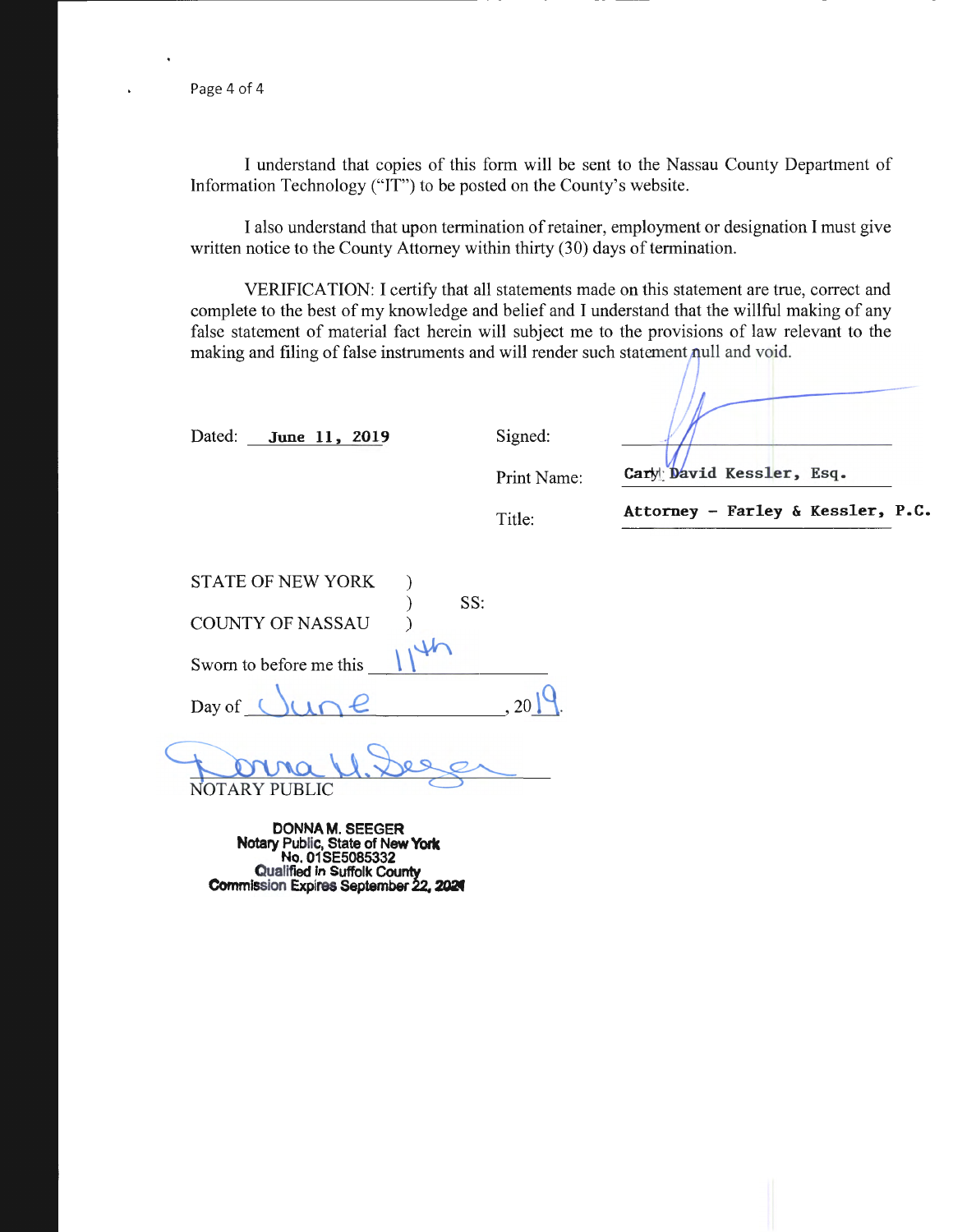I understand that copies of this form will be sent to the Nassau County Department of Information Technology ("IT") to be posted on the County's website.

I also understand that upon termination of retainer, employment or designation I must give written notice to the County Attorney within thirty (30) days of termination.

VERIFICATION: I certify that all statements made on this statement are true, correct and complete to the best of my knowledge and belief and I understand that the willful making of any false statement of material fact herein will subject me to the provisions of law relevant to the making and filing of false instruments and will render such statement null and void.

Dated: **June 11, 2019**

Signed: ______________________

Print Name: **Caryl David Kessler, Esq.**

Title: **Attorney - Farley & Kessler, P.C.**

STATE OF NEW YORK )
) SS:
COUNTY OF NASSAU )

Sworn to before me this 11th

Day of June, 2019.

NOTARY PUBLIC

**DONNA M. SEEGER**
**Notary Public, State of New York**
**No. 01SE5085332**
**Qualified in Suffolk County**
**Commission Expires September 22, 2021**